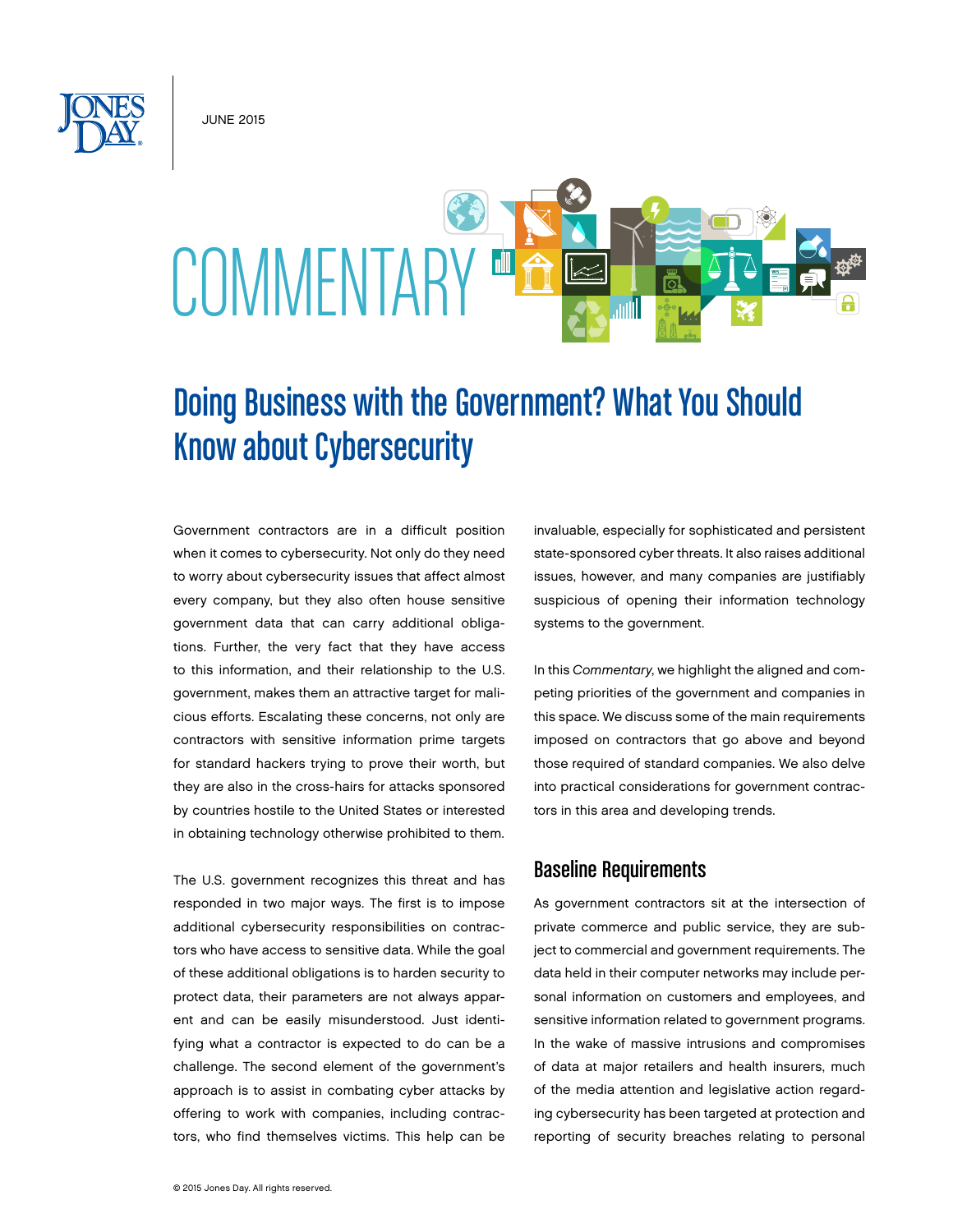JUNE 2015

# COMMENTARY

# Doing Business with the Government? What You Should Know about Cybersecurity

Government contractors are in a difficult position when it comes to cybersecurity. Not only do they need to worry about cybersecurity issues that affect almost every company, but they also often house sensitive government data that can carry additional obligations. Further, the very fact that they have access to this information, and their relationship to the U.S. government, makes them an attractive target for malicious efforts. Escalating these concerns, not only are contractors with sensitive information prime targets for standard hackers trying to prove their worth, but they are also in the cross-hairs for attacks sponsored by countries hostile to the United States or interested in obtaining technology otherwise prohibited to them.

The U.S. government recognizes this threat and has responded in two major ways. The first is to impose additional cybersecurity responsibilities on contractors who have access to sensitive data. While the goal of these additional obligations is to harden security to protect data, their parameters are not always apparent and can be easily misunderstood. Just identifying what a contractor is expected to do can be a challenge. The second element of the government's approach is to assist in combating cyber attacks by offering to work with companies, including contractors, who find themselves victims. This help can be invaluable, especially for sophisticated and persistent state-sponsored cyber threats. It also raises additional issues, however, and many companies are justifiably suspicious of opening their information technology systems to the government.

In this *Commentary*, we highlight the aligned and competing priorities of the government and companies in this space. We discuss some of the main requirements imposed on contractors that go above and beyond those required of standard companies. We also delve into practical considerations for government contractors in this area and developing trends.

## Baseline Requirements

As government contractors sit at the intersection of private commerce and public service, they are subject to commercial and government requirements. The data held in their computer networks may include personal information on customers and employees, and sensitive information related to government programs. In the wake of massive intrusions and compromises of data at major retailers and health insurers, much of the media attention and legislative action regarding cybersecurity has been targeted at protection and reporting of security breaches relating to personal

© 2015 Jones Day. All rights reserved.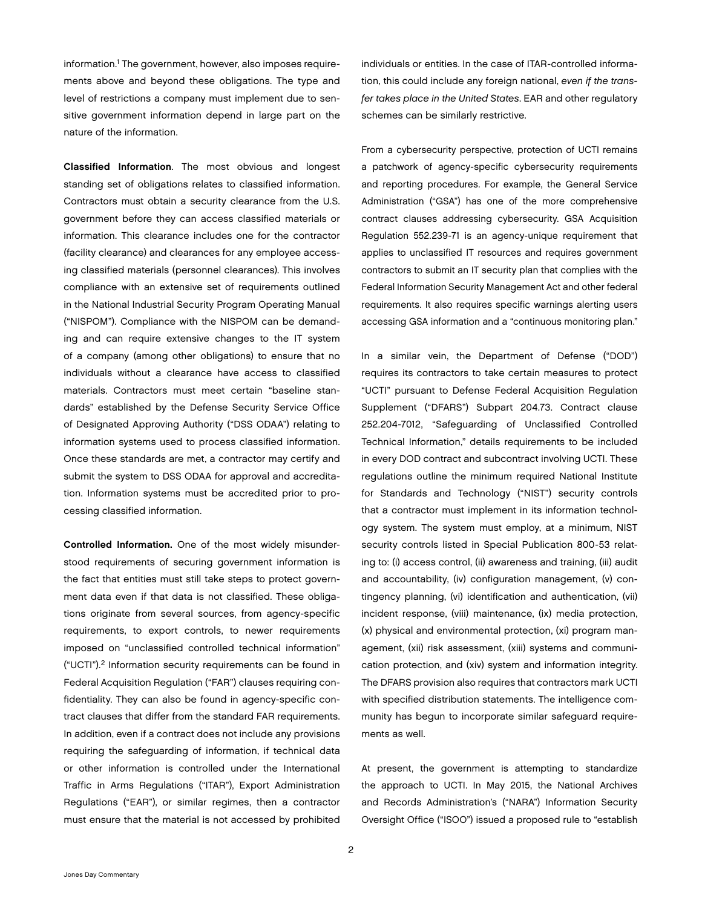information.[1] The government, however, also imposes requirements above and beyond these obligations. The type and level of restrictions a company must implement due to sensitive government information depend in large part on the nature of the information.

**Classified Information**. The most obvious and longest standing set of obligations relates to classified information. Contractors must obtain a security clearance from the U.S. government before they can access classified materials or information. This clearance includes one for the contractor (facility clearance) and clearances for any employee accessing classified materials (personnel clearances). This involves compliance with an extensive set of requirements outlined in the National Industrial Security Program Operating Manual ("NISPOM"). Compliance with the NISPOM can be demanding and can require extensive changes to the IT system of a company (among other obligations) to ensure that no individuals without a clearance have access to classified materials. Contractors must meet certain "baseline standards" established by the Defense Security Service Office of Designated Approving Authority ("DSS ODAA") relating to information systems used to process classified information. Once these standards are met, a contractor may certify and submit the system to DSS ODAA for approval and accreditation. Information systems must be accredited prior to processing classified information.

**Controlled Information.** One of the most widely misunderstood requirements of securing government information is the fact that entities must still take steps to protect government data even if that data is not classified. These obligations originate from several sources, from agency-specific requirements, to export controls, to newer requirements imposed on "unclassified controlled technical information" ("UCTI").[2] Information security requirements can be found in Federal Acquisition Regulation ("FAR") clauses requiring confidentiality. They can also be found in agency-specific contract clauses that differ from the standard FAR requirements. In addition, even if a contract does not include any provisions requiring the safeguarding of information, if technical data or other information is controlled under the International Traffic in Arms Regulations ("ITAR"), Export Administration Regulations ("EAR"), or similar regimes, then a contractor must ensure that the material is not accessed by prohibited individuals or entities. In the case of ITAR-controlled information, this could include any foreign national, *even if the transfer takes place in the United States*. EAR and other regulatory schemes can be similarly restrictive.

From a cybersecurity perspective, protection of UCTI remains a patchwork of agency-specific cybersecurity requirements and reporting procedures. For example, the General Service Administration ("GSA") has one of the more comprehensive contract clauses addressing cybersecurity. GSA Acquisition Regulation 552.239-71 is an agency-unique requirement that applies to unclassified IT resources and requires government contractors to submit an IT security plan that complies with the Federal Information Security Management Act and other federal requirements. It also requires specific warnings alerting users accessing GSA information and a "continuous monitoring plan."

In a similar vein, the Department of Defense ("DOD") requires its contractors to take certain measures to protect "UCTI" pursuant to Defense Federal Acquisition Regulation Supplement ("DFARS") Subpart 204.73. Contract clause 252.204-7012, "Safeguarding of Unclassified Controlled Technical Information," details requirements to be included in every DOD contract and subcontract involving UCTI. These regulations outline the minimum required National Institute for Standards and Technology ("NIST") security controls that a contractor must implement in its information technology system. The system must employ, at a minimum, NIST security controls listed in Special Publication 800-53 relating to: (i) access control, (ii) awareness and training, (iii) audit and accountability, (iv) configuration management, (v) contingency planning, (vi) identification and authentication, (vii) incident response, (viii) maintenance, (ix) media protection, (x) physical and environmental protection, (xi) program management, (xii) risk assessment, (xiii) systems and communication protection, and (xiv) system and information integrity. The DFARS provision also requires that contractors mark UCTI with specified distribution statements. The intelligence community has begun to incorporate similar safeguard requirements as well.

At present, the government is attempting to standardize the approach to UCTI. In May 2015, the National Archives and Records Administration's ("NARA") Information Security Oversight Office ("ISOO") issued a proposed rule to "establish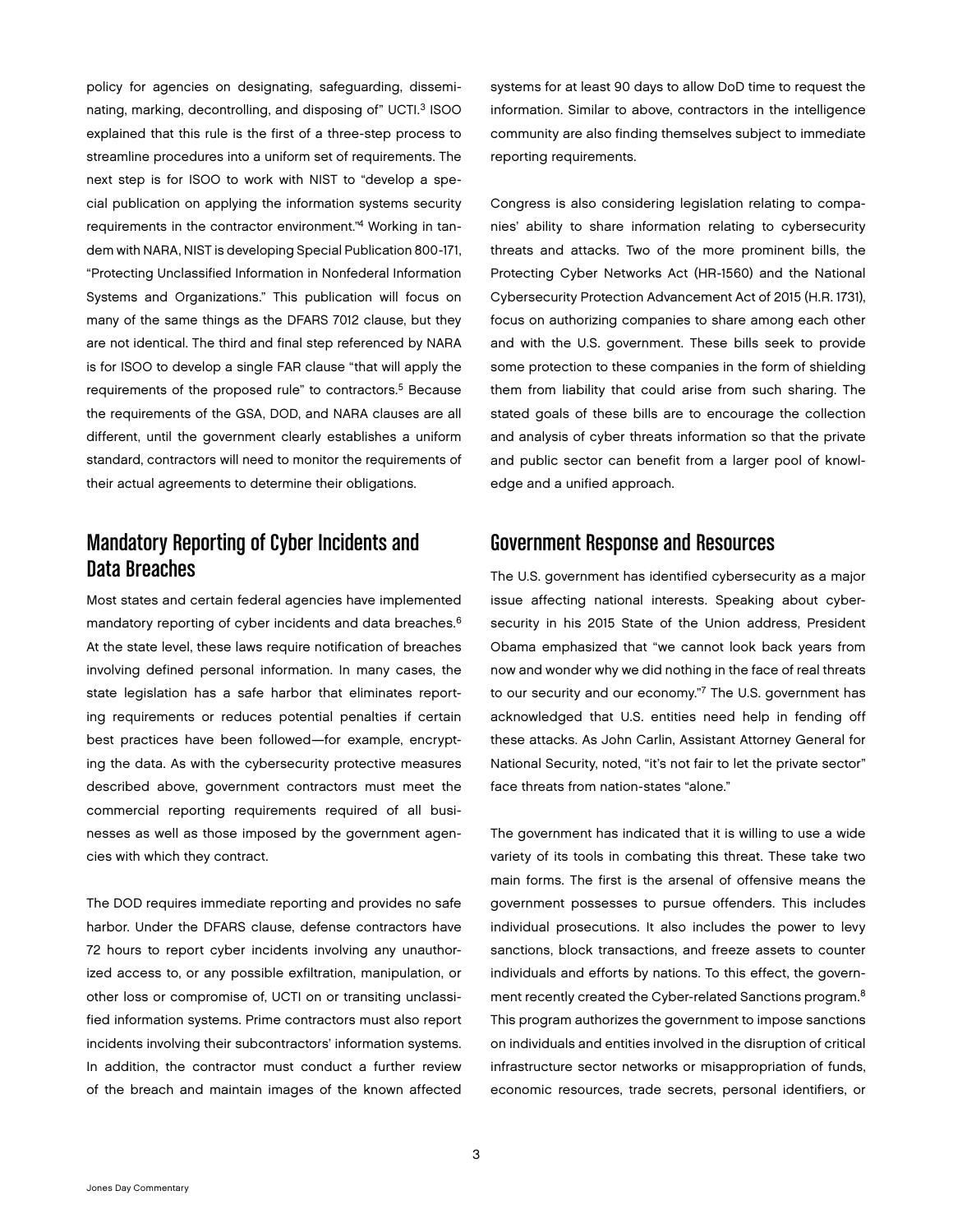policy for agencies on designating, safeguarding, disseminating, marking, decontrolling, and disposing of" UCTI.[3] ISOO explained that this rule is the first of a three-step process to streamline procedures into a uniform set of requirements. The next step is for ISOO to work with NIST to "develop a special publication on applying the information systems security requirements in the contractor environment."[4] Working in tandem with NARA, NIST is developing Special Publication 800-171, "Protecting Unclassified Information in Nonfederal Information Systems and Organizations." This publication will focus on many of the same things as the DFARS 7012 clause, but they are not identical. The third and final step referenced by NARA is for ISOO to develop a single FAR clause "that will apply the requirements of the proposed rule" to contractors.[5] Because the requirements of the GSA, DOD, and NARA clauses are all different, until the government clearly establishes a uniform standard, contractors will need to monitor the requirements of their actual agreements to determine their obligations.

## Mandatory Reporting of Cyber Incidents and Data Breaches

Most states and certain federal agencies have implemented mandatory reporting of cyber incidents and data breaches.[6] At the state level, these laws require notification of breaches involving defined personal information. In many cases, the state legislation has a safe harbor that eliminates reporting requirements or reduces potential penalties if certain best practices have been followed—for example, encrypting the data. As with the cybersecurity protective measures described above, government contractors must meet the commercial reporting requirements required of all businesses as well as those imposed by the government agencies with which they contract.

The DOD requires immediate reporting and provides no safe harbor. Under the DFARS clause, defense contractors have 72 hours to report cyber incidents involving any unauthorized access to, or any possible exfiltration, manipulation, or other loss or compromise of, UCTI on or transiting unclassified information systems. Prime contractors must also report incidents involving their subcontractors' information systems. In addition, the contractor must conduct a further review of the breach and maintain images of the known affected systems for at least 90 days to allow DoD time to request the information. Similar to above, contractors in the intelligence community are also finding themselves subject to immediate reporting requirements.

Congress is also considering legislation relating to companies' ability to share information relating to cybersecurity threats and attacks. Two of the more prominent bills, the Protecting Cyber Networks Act (HR-1560) and the National Cybersecurity Protection Advancement Act of 2015 (H.R. 1731), focus on authorizing companies to share among each other and with the U.S. government. These bills seek to provide some protection to these companies in the form of shielding them from liability that could arise from such sharing. The stated goals of these bills are to encourage the collection and analysis of cyber threats information so that the private and public sector can benefit from a larger pool of knowledge and a unified approach.

## Government Response and Resources

The U.S. government has identified cybersecurity as a major issue affecting national interests. Speaking about cybersecurity in his 2015 State of the Union address, President Obama emphasized that "we cannot look back years from now and wonder why we did nothing in the face of real threats to our security and our economy."[7] The U.S. government has acknowledged that U.S. entities need help in fending off these attacks. As John Carlin, Assistant Attorney General for National Security, noted, "it's not fair to let the private sector" face threats from nation-states "alone."

The government has indicated that it is willing to use a wide variety of its tools in combating this threat. These take two main forms. The first is the arsenal of offensive means the government possesses to pursue offenders. This includes individual prosecutions. It also includes the power to levy sanctions, block transactions, and freeze assets to counter individuals and efforts by nations. To this effect, the government recently created the Cyber-related Sanctions program.[8] This program authorizes the government to impose sanctions on individuals and entities involved in the disruption of critical infrastructure sector networks or misappropriation of funds, economic resources, trade secrets, personal identifiers, or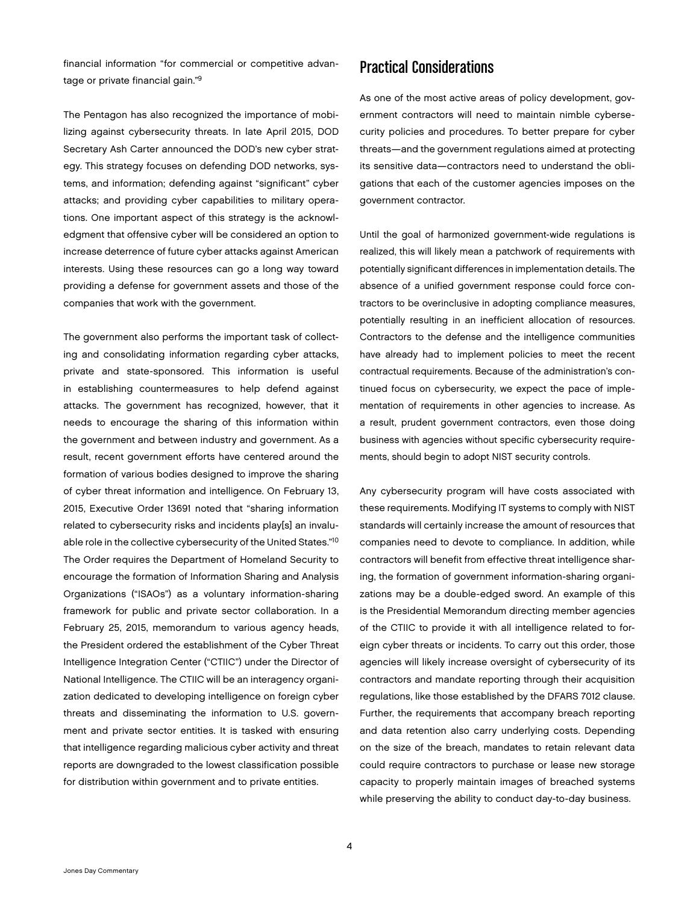financial information "for commercial or competitive advantage or private financial gain."[9]

The Pentagon has also recognized the importance of mobilizing against cybersecurity threats. In late April 2015, DOD Secretary Ash Carter announced the DOD's new cyber strategy. This strategy focuses on defending DOD networks, systems, and information; defending against "significant" cyber attacks; and providing cyber capabilities to military operations. One important aspect of this strategy is the acknowledgment that offensive cyber will be considered an option to increase deterrence of future cyber attacks against American interests. Using these resources can go a long way toward providing a defense for government assets and those of the companies that work with the government.

The government also performs the important task of collecting and consolidating information regarding cyber attacks, private and state-sponsored. This information is useful in establishing countermeasures to help defend against attacks. The government has recognized, however, that it needs to encourage the sharing of this information within the government and between industry and government. As a result, recent government efforts have centered around the formation of various bodies designed to improve the sharing of cyber threat information and intelligence. On February 13, 2015, Executive Order 13691 noted that "sharing information related to cybersecurity risks and incidents play[s] an invaluable role in the collective cybersecurity of the United States."[10] The Order requires the Department of Homeland Security to encourage the formation of Information Sharing and Analysis Organizations ("ISAOs") as a voluntary information-sharing framework for public and private sector collaboration. In a February 25, 2015, memorandum to various agency heads, the President ordered the establishment of the Cyber Threat Intelligence Integration Center ("CTIIC") under the Director of National Intelligence. The CTIIC will be an interagency organization dedicated to developing intelligence on foreign cyber threats and disseminating the information to U.S. government and private sector entities. It is tasked with ensuring that intelligence regarding malicious cyber activity and threat reports are downgraded to the lowest classification possible for distribution within government and to private entities.

## Practical Considerations

As one of the most active areas of policy development, government contractors will need to maintain nimble cybersecurity policies and procedures. To better prepare for cyber threats—and the government regulations aimed at protecting its sensitive data—contractors need to understand the obligations that each of the customer agencies imposes on the government contractor.

Until the goal of harmonized government-wide regulations is realized, this will likely mean a patchwork of requirements with potentially significant differences in implementation details. The absence of a unified government response could force contractors to be overinclusive in adopting compliance measures, potentially resulting in an inefficient allocation of resources. Contractors to the defense and the intelligence communities have already had to implement policies to meet the recent contractual requirements. Because of the administration's continued focus on cybersecurity, we expect the pace of implementation of requirements in other agencies to increase. As a result, prudent government contractors, even those doing business with agencies without specific cybersecurity requirements, should begin to adopt NIST security controls.

Any cybersecurity program will have costs associated with these requirements. Modifying IT systems to comply with NIST standards will certainly increase the amount of resources that companies need to devote to compliance. In addition, while contractors will benefit from effective threat intelligence sharing, the formation of government information-sharing organizations may be a double-edged sword. An example of this is the Presidential Memorandum directing member agencies of the CTIIC to provide it with all intelligence related to foreign cyber threats or incidents. To carry out this order, those agencies will likely increase oversight of cybersecurity of its contractors and mandate reporting through their acquisition regulations, like those established by the DFARS 7012 clause. Further, the requirements that accompany breach reporting and data retention also carry underlying costs. Depending on the size of the breach, mandates to retain relevant data could require contractors to purchase or lease new storage capacity to properly maintain images of breached systems while preserving the ability to conduct day-to-day business.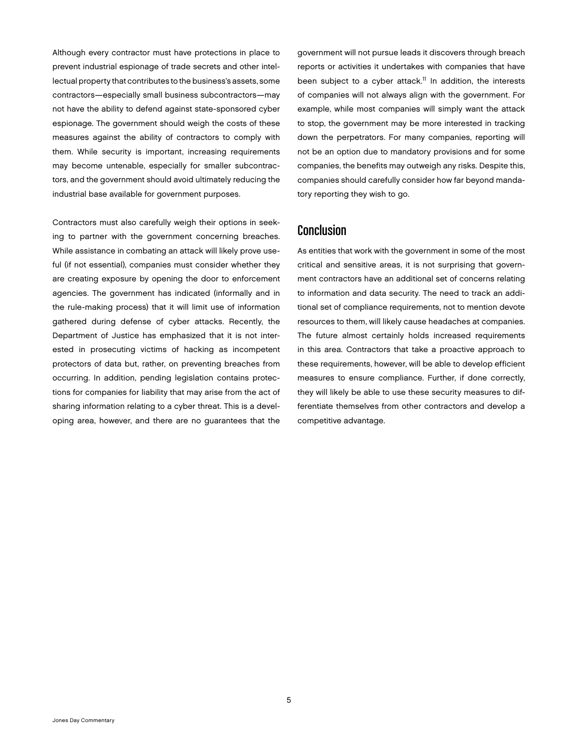Although every contractor must have protections in place to prevent industrial espionage of trade secrets and other intellectual property that contributes to the business's assets, some contractors—especially small business subcontractors—may not have the ability to defend against state-sponsored cyber espionage. The government should weigh the costs of these measures against the ability of contractors to comply with them. While security is important, increasing requirements may become untenable, especially for smaller subcontractors, and the government should avoid ultimately reducing the industrial base available for government purposes.

Contractors must also carefully weigh their options in seeking to partner with the government concerning breaches. While assistance in combating an attack will likely prove useful (if not essential), companies must consider whether they are creating exposure by opening the door to enforcement agencies. The government has indicated (informally and in the rule-making process) that it will limit use of information gathered during defense of cyber attacks. Recently, the Department of Justice has emphasized that it is not interested in prosecuting victims of hacking as incompetent protectors of data but, rather, on preventing breaches from occurring. In addition, pending legislation contains protections for companies for liability that may arise from the act of sharing information relating to a cyber threat. This is a developing area, however, and there are no guarantees that the government will not pursue leads it discovers through breach reports or activities it undertakes with companies that have been subject to a cyber attack.[11] In addition, the interests of companies will not always align with the government. For example, while most companies will simply want the attack to stop, the government may be more interested in tracking down the perpetrators. For many companies, reporting will not be an option due to mandatory provisions and for some companies, the benefits may outweigh any risks. Despite this, companies should carefully consider how far beyond mandatory reporting they wish to go.

## Conclusion

As entities that work with the government in some of the most critical and sensitive areas, it is not surprising that government contractors have an additional set of concerns relating to information and data security. The need to track an additional set of compliance requirements, not to mention devote resources to them, will likely cause headaches at companies. The future almost certainly holds increased requirements in this area. Contractors that take a proactive approach to these requirements, however, will be able to develop efficient measures to ensure compliance. Further, if done correctly, they will likely be able to use these security measures to differentiate themselves from other contractors and develop a competitive advantage.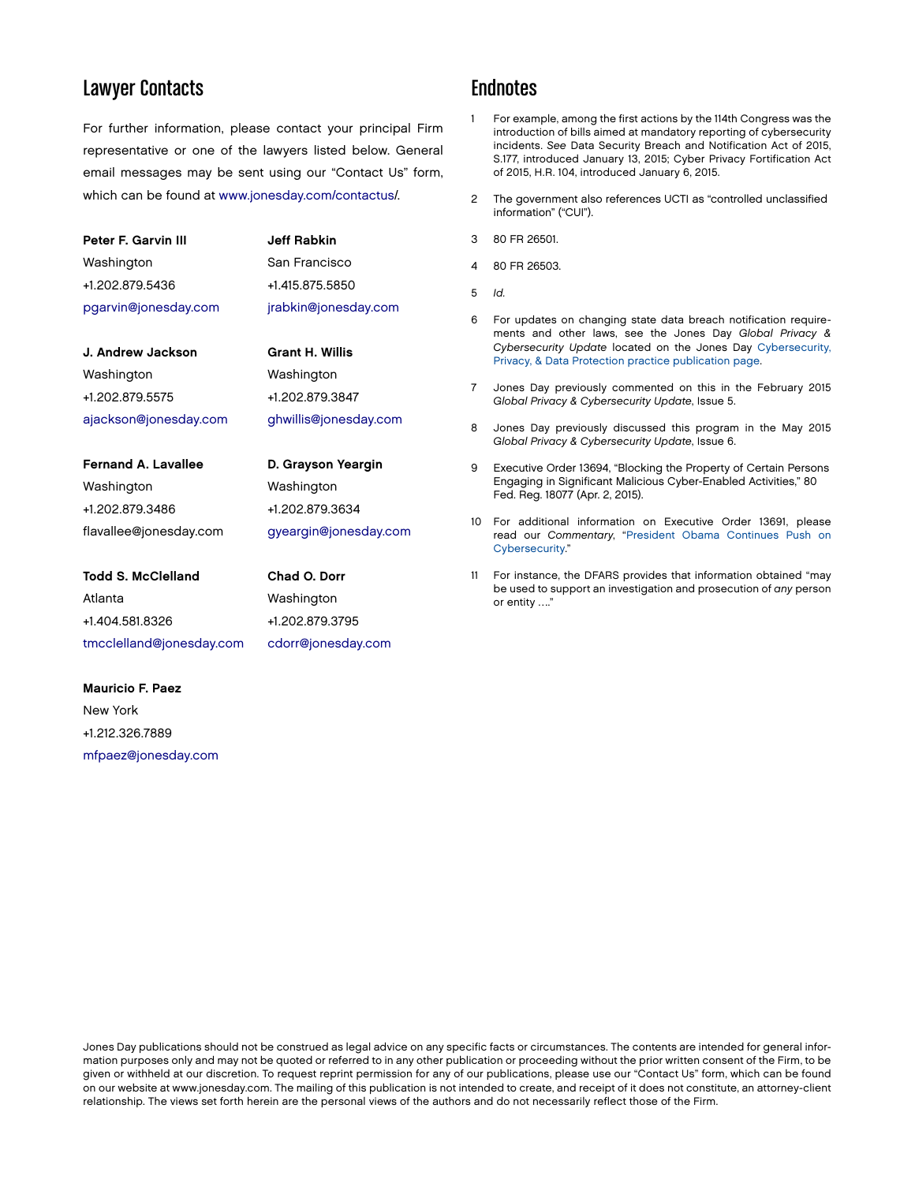## Lawyer Contacts

For further information, please contact your principal Firm representative or one of the lawyers listed below. General email messages may be sent using our "Contact Us" form, which can be found at www.jonesday.com/contactus/.

**Peter F. Garvin III**
Washington
+1.202.879.5436
pgarvin@jonesday.com

**Jeff Rabkin**
San Francisco
+1.415.875.5850
jrabkin@jonesday.com

**J. Andrew Jackson**
Washington
+1.202.879.5575
ajackson@jonesday.com

**Grant H. Willis**
Washington
+1.202.879.3847
ghwillis@jonesday.com

**Fernand A. Lavallee**
Washington
+1.202.879.3486
flavallee@jonesday.com

**D. Grayson Yeargin**
Washington
+1.202.879.3634
gyeargin@jonesday.com

**Todd S. McClelland**
Atlanta
+1.404.581.8326
tmcclelland@jonesday.com

**Chad O. Dorr**
Washington
+1.202.879.3795
cdorr@jonesday.com

**Mauricio F. Paez**
New York
+1.212.326.7889
mfpaez@jonesday.com

## Endnotes

1. For example, among the first actions by the 114th Congress was the introduction of bills aimed at mandatory reporting of cybersecurity incidents. *See* Data Security Breach and Notification Act of 2015, S.177, introduced January 13, 2015; Cyber Privacy Fortification Act of 2015, H.R. 104, introduced January 6, 2015.
2. The government also references UCTI as "controlled unclassified information" ("CUI").
3. 80 FR 26501.
4. 80 FR 26503.
5. *Id.*
6. For updates on changing state data breach notification requirements and other laws, see the Jones Day *Global Privacy & Cybersecurity Update* located on the Jones Day Cybersecurity, Privacy, & Data Protection practice publication page.
7. Jones Day previously commented on this in the February 2015 *Global Privacy & Cybersecurity Update*, Issue 5.
8. Jones Day previously discussed this program in the May 2015 *Global Privacy & Cybersecurity Update*, Issue 6.
9. Executive Order 13694, "Blocking the Property of Certain Persons Engaging in Significant Malicious Cyber-Enabled Activities," 80 Fed. Reg. 18077 (Apr. 2, 2015).
10. For additional information on Executive Order 13691, please read our *Commentary*, "President Obama Continues Push on Cybersecurity."
11. For instance, the DFARS provides that information obtained "may be used to support an investigation and prosecution of *any* person or entity …."

Jones Day publications should not be construed as legal advice on any specific facts or circumstances. The contents are intended for general information purposes only and may not be quoted or referred to in any other publication or proceeding without the prior written consent of the Firm, to be given or withheld at our discretion. To request reprint permission for any of our publications, please use our "Contact Us" form, which can be found on our website at www.jonesday.com. The mailing of this publication is not intended to create, and receipt of it does not constitute, an attorney-client relationship. The views set forth herein are the personal views of the authors and do not necessarily reflect those of the Firm.